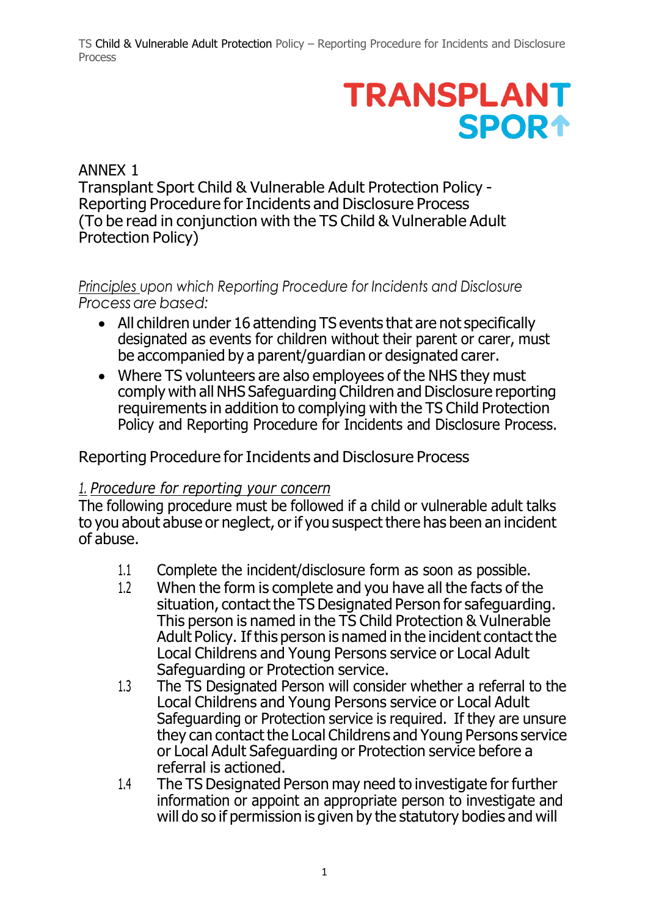ANNEX 1

Transplant Sport Child & Vulnerable Adult Protection Policy - Reporting Procedure for Incidents and Disclosure Process
(To be read in conjunction with the TS Child & Vulnerable Adult Protection Policy)

*Principles upon which Reporting Procedure for Incidents and Disclosure Process are based:*

- All children under 16 attending TS events that are not specifically designated as events for children without their parent or carer, must be accompanied by a parent/guardian or designated carer.
- Where TS volunteers are also employees of the NHS they must comply with all NHS Safeguarding Children and Disclosure reporting requirements in addition to complying with the TS Child Protection Policy and Reporting Procedure for Incidents and Disclosure Process.

## Reporting Procedure for Incidents and Disclosure Process

### *1. Procedure for reporting your concern*

The following procedure must be followed if a child or vulnerable adult talks to you about abuse or neglect, or if you suspect there has been an incident of abuse.

1.1 Complete the incident/disclosure form as soon as possible.

1.2 When the form is complete and you have all the facts of the situation, contact the TS Designated Person for safeguarding. This person is named in the TS Child Protection & Vulnerable Adult Policy. If this person is named in the incident contact the Local Childrens and Young Persons service or Local Adult Safeguarding or Protection service.

1.3 The TS Designated Person will consider whether a referral to the Local Childrens and Young Persons service or Local Adult Safeguarding or Protection service is required. If they are unsure they can contact the Local Childrens and Young Persons service or Local Adult Safeguarding or Protection service before a referral is actioned.

1.4 The TS Designated Person may need to investigate for further information or appoint an appropriate person to investigate and will do so if permission is given by the statutory bodies and will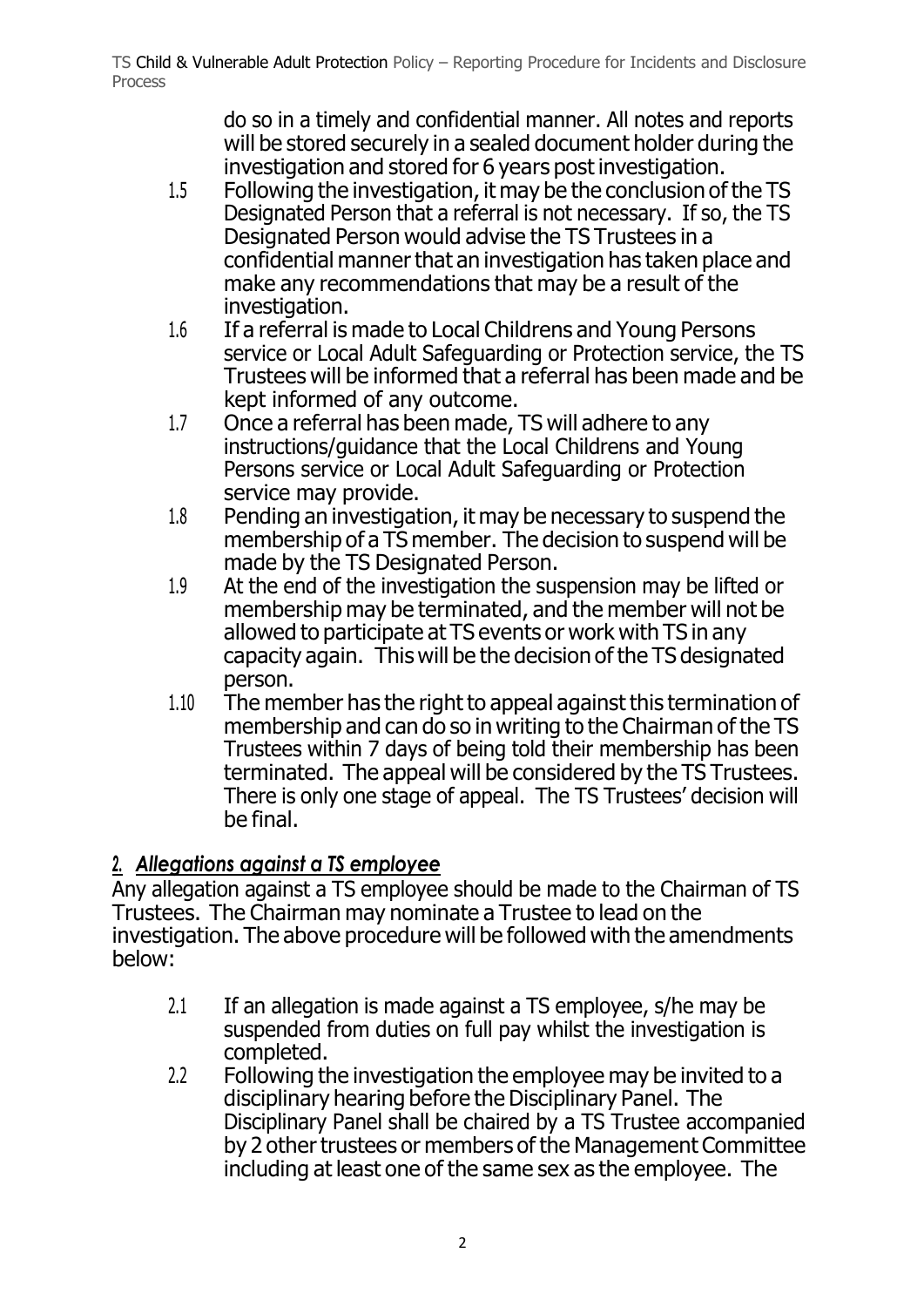do so in a timely and confidential manner. All notes and reports will be stored securely in a sealed document holder during the investigation and stored for 6 years post investigation.

1.5 Following the investigation, it may be the conclusion of the TS Designated Person that a referral is not necessary. If so, the TS Designated Person would advise the TS Trustees in a confidential manner that an investigation has taken place and make any recommendations that may be a result of the investigation.

1.6 If a referral is made to Local Childrens and Young Persons service or Local Adult Safeguarding or Protection service, the TS Trustees will be informed that a referral has been made and be kept informed of any outcome.

1.7 Once a referral has been made, TS will adhere to any instructions/guidance that the Local Childrens and Young Persons service or Local Adult Safeguarding or Protection service may provide.

1.8 Pending an investigation, it may be necessary to suspend the membership of a TS member. The decision to suspend will be made by the TS Designated Person.

1.9 At the end of the investigation the suspension may be lifted or membership may be terminated, and the member will not be allowed to participate at TS events or work with TS in any capacity again. This will be the decision of the TS designated person.

1.10 The member has the right to appeal against this termination of membership and can do so in writing to the Chairman of the TS Trustees within 7 days of being told their membership has been terminated. The appeal will be considered by the TS Trustees. There is only one stage of appeal. The TS Trustees' decision will be final.

## 2. *Allegations against a TS employee*

Any allegation against a TS employee should be made to the Chairman of TS Trustees. The Chairman may nominate a Trustee to lead on the investigation. The above procedure will be followed with the amendments below:

2.1 If an allegation is made against a TS employee, s/he may be suspended from duties on full pay whilst the investigation is completed.

2.2 Following the investigation the employee may be invited to a disciplinary hearing before the Disciplinary Panel. The Disciplinary Panel shall be chaired by a TS Trustee accompanied by 2 other trustees or members of the Management Committee including at least one of the same sex as the employee. The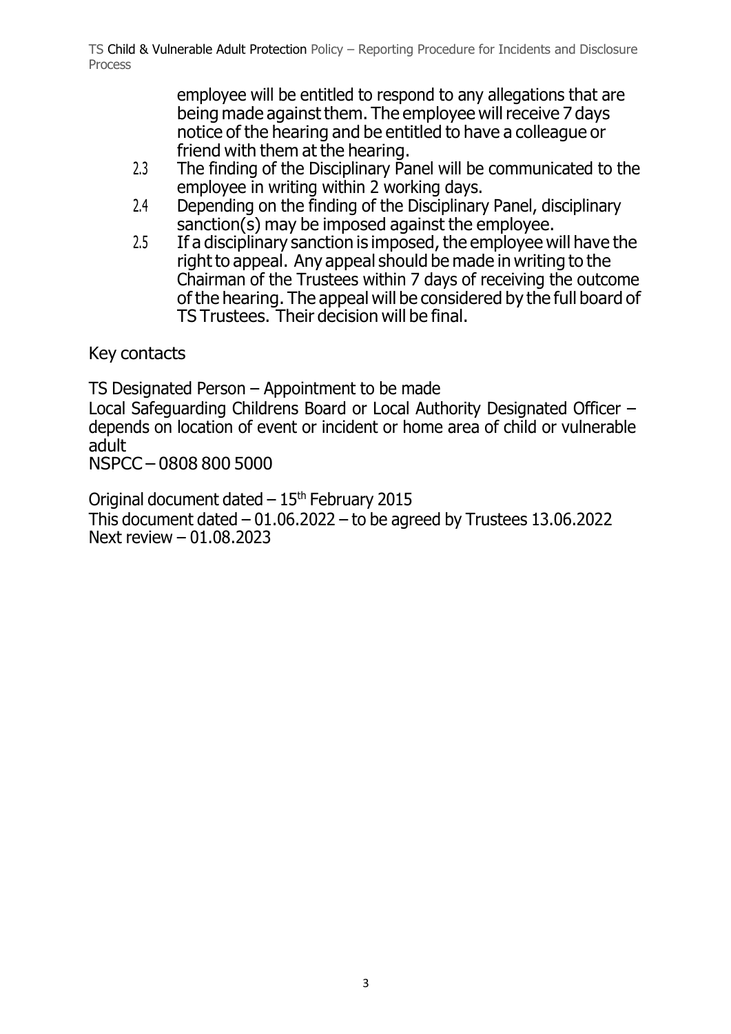employee will be entitled to respond to any allegations that are being made against them. The employee will receive 7 days notice of the hearing and be entitled to have a colleague or friend with them at the hearing.

2.3 The finding of the Disciplinary Panel will be communicated to the employee in writing within 2 working days.

2.4 Depending on the finding of the Disciplinary Panel, disciplinary sanction(s) may be imposed against the employee.

2.5 If a disciplinary sanction is imposed, the employee will have the right to appeal. Any appeal should be made in writing to the Chairman of the Trustees within 7 days of receiving the outcome of the hearing. The appeal will be considered by the full board of TS Trustees. Their decision will be final.

## Key contacts

TS Designated Person – Appointment to be made

Local Safeguarding Childrens Board or Local Authority Designated Officer – depends on location of event or incident or home area of child or vulnerable adult

NSPCC – 0808 800 5000

Original document dated – 15th February 2015

This document dated – 01.06.2022 – to be agreed by Trustees 13.06.2022

Next review – 01.08.2023